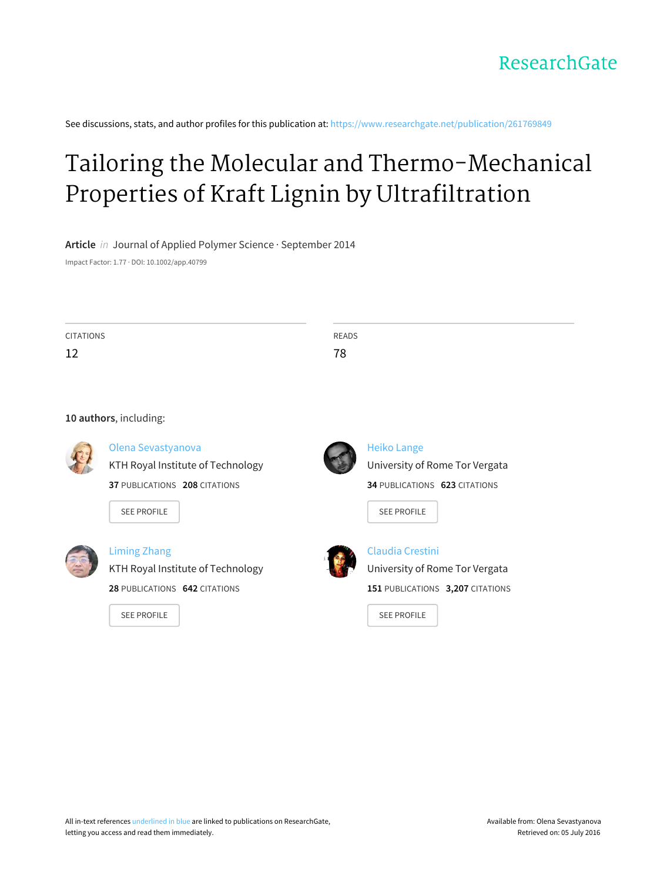ResearchGate

See discussions, stats, and author profiles for this publication at: https://www.researchgate.net/publication/261769849

# Tailoring the Molecular and Thermo-Mechanical Properties of Kraft Lignin by Ultrafiltration

**Article** *in* Journal of Applied Polymer Science · September 2014

Impact Factor: 1.77 · DOI: 10.1002/app.40799

| CITATIONS | READS |
| --- | --- |
| 12 | 78 |

**10 authors**, including:

**Olena Sevastyanova**
KTH Royal Institute of Technology
**37** PUBLICATIONS **208** CITATIONS
SEE PROFILE

**Heiko Lange**
University of Rome Tor Vergata
**34** PUBLICATIONS **623** CITATIONS
SEE PROFILE

**Liming Zhang**
KTH Royal Institute of Technology
**28** PUBLICATIONS **642** CITATIONS
SEE PROFILE

**Claudia Crestini**
University of Rome Tor Vergata
**151** PUBLICATIONS **3,207** CITATIONS
SEE PROFILE

All in-text references underlined in blue are linked to publications on ResearchGate, letting you access and read them immediately.

Available from: Olena Sevastyanova
Retrieved on: 05 July 2016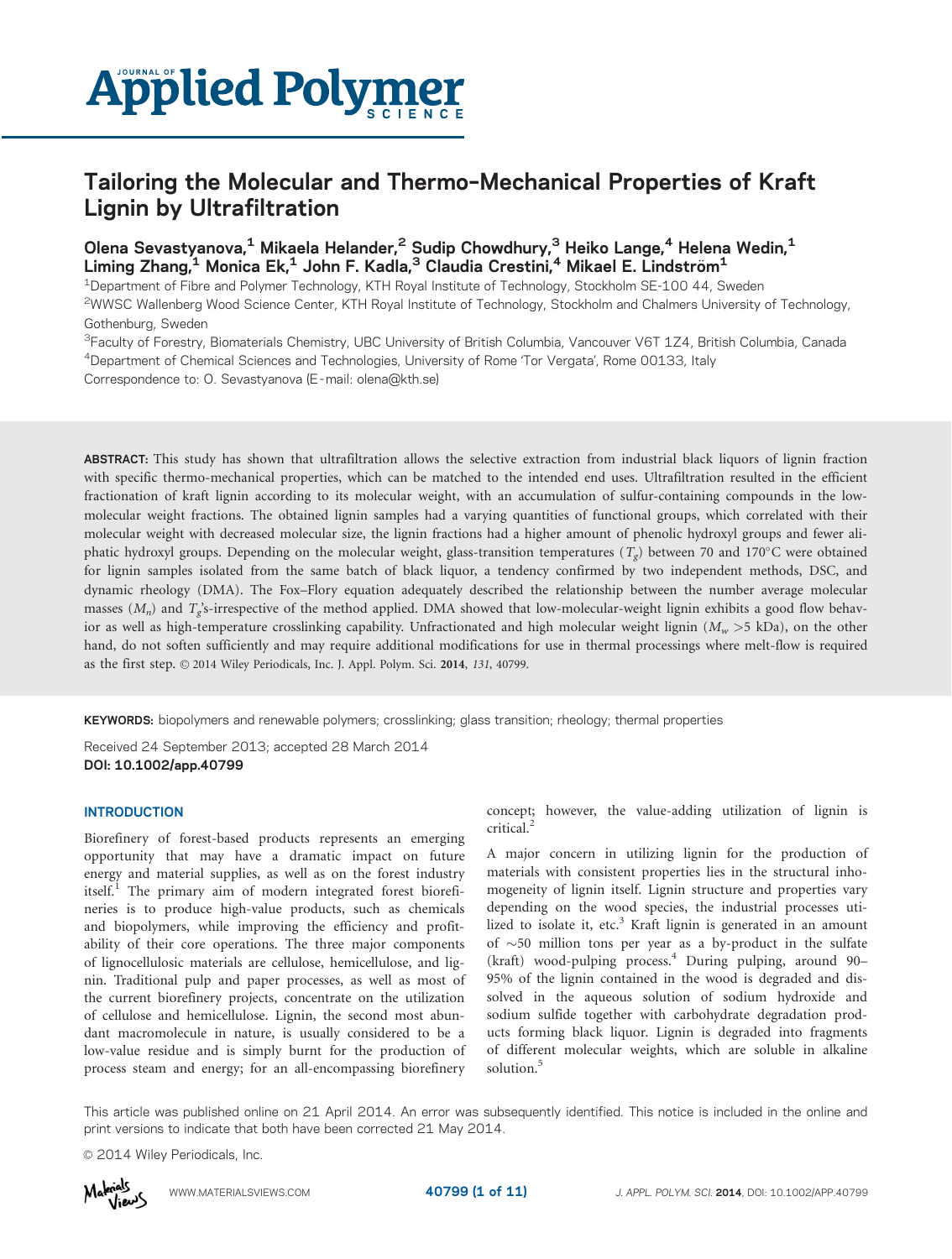# Tailoring the Molecular and Thermo-Mechanical Properties of Kraft Lignin by Ultrafiltration

Olena Sevastyanova,[1] Mikaela Helander,[2] Sudip Chowdhury,[3] Heiko Lange,[4] Helena Wedin,[1] Liming Zhang,[1] Monica Ek,[1] John F. Kadla,[3] Claudia Crestini,[4] Mikael E. Lindström[1]

[1]Department of Fibre and Polymer Technology, KTH Royal Institute of Technology, Stockholm SE-100 44, Sweden

[2]WWSC Wallenberg Wood Science Center, KTH Royal Institute of Technology, Stockholm and Chalmers University of Technology, Gothenburg, Sweden

[3]Faculty of Forestry, Biomaterials Chemistry, UBC University of British Columbia, Vancouver V6T 1Z4, British Columbia, Canada

[4]Department of Chemical Sciences and Technologies, University of Rome 'Tor Vergata', Rome 00133, Italy

Correspondence to: O. Sevastyanova (E-mail: olena@kth.se)

**ABSTRACT:** This study has shown that ultrafiltration allows the selective extraction from industrial black liquors of lignin fraction with specific thermo-mechanical properties, which can be matched to the intended end uses. Ultrafiltration resulted in the efficient fractionation of kraft lignin according to its molecular weight, with an accumulation of sulfur-containing compounds in the low-molecular weight fractions. The obtained lignin samples had a varying quantities of functional groups, which correlated with their molecular weight with decreased molecular size, the lignin fractions had a higher amount of phenolic hydroxyl groups and fewer aliphatic hydroxyl groups. Depending on the molecular weight, glass-transition temperatures ($T_g$) between 70 and 170°C were obtained for lignin samples isolated from the same batch of black liquor, a tendency confirmed by two independent methods, DSC, and dynamic rheology (DMA). The Fox–Flory equation adequately described the relationship between the number average molecular masses ($M_n$) and $T_g$'s-irrespective of the method applied. DMA showed that low-molecular-weight lignin exhibits a good flow behavior as well as high-temperature crosslinking capability. Unfractionated and high molecular weight lignin ($M_w$ >5 kDa), on the other hand, do not soften sufficiently and may require additional modifications for use in thermal processings where melt-flow is required as the first step. © 2014 Wiley Periodicals, Inc. J. Appl. Polym. Sci. **2014**, *131*, 40799.

**KEYWORDS:** biopolymers and renewable polymers; crosslinking; glass transition; rheology; thermal properties

Received 24 September 2013; accepted 28 March 2014
**DOI: 10.1002/app.40799**

## INTRODUCTION

Biorefinery of forest-based products represents an emerging opportunity that may have a dramatic impact on future energy and material supplies, as well as on the forest industry itself.[1] The primary aim of modern integrated forest biorefineries is to produce high-value products, such as chemicals and biopolymers, while improving the efficiency and profitability of their core operations. The three major components of lignocellulosic materials are cellulose, hemicellulose, and lignin. Traditional pulp and paper processes, as well as most of the current biorefinery projects, concentrate on the utilization of cellulose and hemicellulose. Lignin, the second most abundant macromolecule in nature, is usually considered to be a low-value residue and is simply burnt for the production of process steam and energy; for an all-encompassing biorefinery concept; however, the value-adding utilization of lignin is critical.[2]

A major concern in utilizing lignin for the production of materials with consistent properties lies in the structural inhomogeneity of lignin itself. Lignin structure and properties vary depending on the wood species, the industrial processes utilized to isolate it, etc.[3] Kraft lignin is generated in an amount of ~50 million tons per year as a by-product in the sulfate (kraft) wood-pulping process.[4] During pulping, around 90–95% of the lignin contained in the wood is degraded and dissolved in the aqueous solution of sodium hydroxide and sodium sulfide together with carbohydrate degradation products forming black liquor. Lignin is degraded into fragments of different molecular weights, which are soluble in alkaline solution.[5]

This article was published online on 21 April 2014. An error was subsequently identified. This notice is included in the online and print versions to indicate that both have been corrected 21 May 2014.

© 2014 Wiley Periodicals, Inc.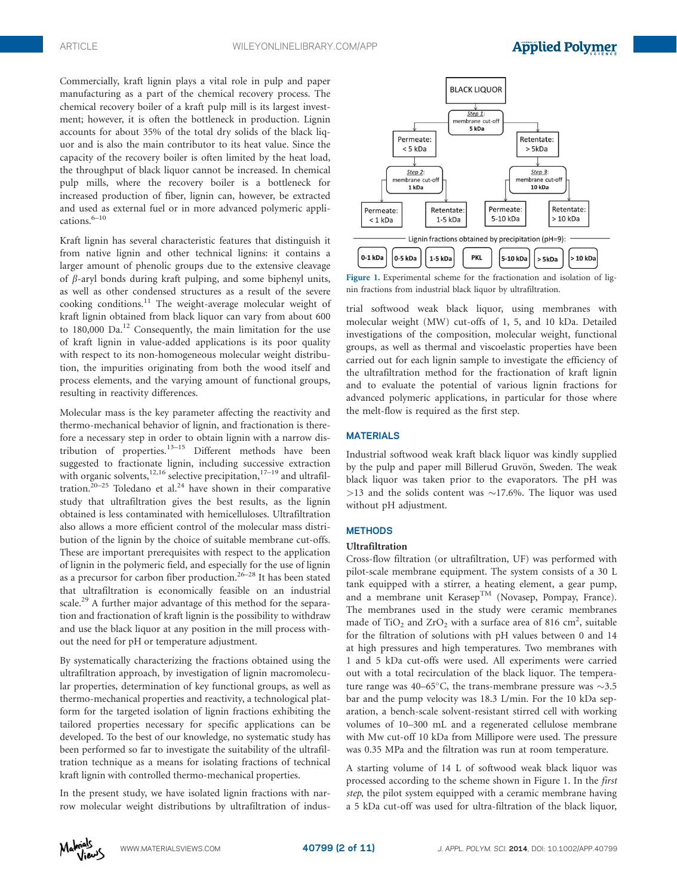Commercially, kraft lignin plays a vital role in pulp and paper manufacturing as a part of the chemical recovery process. The chemical recovery boiler of a kraft pulp mill is its largest investment; however, it is often the bottleneck in production. Lignin accounts for about 35% of the total dry solids of the black liquor and is also the main contributor to its heat value. Since the capacity of the recovery boiler is often limited by the heat load, the throughput of black liquor cannot be increased. In chemical pulp mills, where the recovery boiler is a bottleneck for increased production of fiber, lignin can, however, be extracted and used as external fuel or in more advanced polymeric applications.[6–10]

Kraft lignin has several characteristic features that distinguish it from native lignin and other technical lignins: it contains a larger amount of phenolic groups due to the extensive cleavage of $\beta$-aryl bonds during kraft pulping, and some biphenyl units, as well as other condensed structures as a result of the severe cooking conditions.[11] The weight-average molecular weight of kraft lignin obtained from black liquor can vary from about 600 to 180,000 Da.[12] Consequently, the main limitation for the use of kraft lignin in value-added applications is its poor quality with respect to its non-homogeneous molecular weight distribution, the impurities originating from both the wood itself and process elements, and the varying amount of functional groups, resulting in reactivity differences.

Molecular mass is the key parameter affecting the reactivity and thermo-mechanical behavior of lignin, and fractionation is therefore a necessary step in order to obtain lignin with a narrow distribution of properties.[13–15] Different methods have been suggested to fractionate lignin, including successive extraction with organic solvents,[12,16] selective precipitation,[17–19] and ultrafiltration.[20–25] Toledano et al.[24] have shown in their comparative study that ultrafiltration gives the best results, as the lignin obtained is less contaminated with hemicelluloses. Ultrafiltration also allows a more efficient control of the molecular mass distribution of the lignin by the choice of suitable membrane cut-offs. These are important prerequisites with respect to the application of lignin in the polymeric field, and especially for the use of lignin as a precursor for carbon fiber production.[26–28] It has been stated that ultrafiltration is economically feasible on an industrial scale.[29] A further major advantage of this method for the separation and fractionation of kraft lignin is the possibility to withdraw and use the black liquor at any position in the mill process without the need for pH or temperature adjustment.

By systematically characterizing the fractions obtained using the ultrafiltration approach, by investigation of lignin macromolecular properties, determination of key functional groups, as well as thermo-mechanical properties and reactivity, a technological platform for the targeted isolation of lignin fractions exhibiting the tailored properties necessary for specific applications can be developed. To the best of our knowledge, no systematic study has been performed so far to investigate the suitability of the ultrafiltration technique as a means for isolating fractions of technical kraft lignin with controlled thermo-mechanical properties.

In the present study, we have isolated lignin fractions with narrow molecular weight distributions by ultrafiltration of industrial softwood weak black liquor, using membranes with molecular weight (MW) cut-offs of 1, 5, and 10 kDa. Detailed investigations of the composition, molecular weight, functional groups, as well as thermal and viscoelastic properties have been carried out for each lignin sample to investigate the efficiency of the ultrafiltration method for the fractionation of kraft lignin and to evaluate the potential of various lignin fractions for advanced polymeric applications, in particular for those where the melt-flow is required as the first step.

BLACK LIQUOR → Step 1: membrane cut-off 5 kDa → Permeate: < 5 kDa; Retentate: > 5kDa

Permeate < 5 kDa → Step 2: membrane cut-off 1 kDa → Permeate: < 1 kDa; Retentate: 1-5 kDa

Retentate > 5kDa → Step 3: membrane cut-off 10 kDa → Permeate: 5-10 kDa; Retentate: > 10 kDa

Lignin fractions obtained by precipitation (pH=9): 0-1 kDa | 0-5 kDa | 1-5 kDa | PKL | 5-10 kDa | > 5kDa | > 10 kDa

**Figure 1.** Experimental scheme for the fractionation and isolation of lignin fractions from industrial black liquor by ultrafiltration.

## MATERIALS

Industrial softwood weak kraft black liquor was kindly supplied by the pulp and paper mill Billerud Gruvön, Sweden. The weak black liquor was taken prior to the evaporators. The pH was >13 and the solids content was ~17.6%. The liquor was used without pH adjustment.

## METHODS

### Ultrafiltration

Cross-flow filtration (or ultrafiltration, UF) was performed with pilot-scale membrane equipment. The system consists of a 30 L tank equipped with a stirrer, a heating element, a gear pump, and a membrane unit Kerasep™ (Novasep, Pompay, France). The membranes used in the study were ceramic membranes made of $TiO_2$ and $ZrO_2$ with a surface area of 816 cm$^2$, suitable for the filtration of solutions with pH values between 0 and 14 at high pressures and high temperatures. Two membranes with 1 and 5 kDa cut-offs were used. All experiments were carried out with a total recirculation of the black liquor. The temperature range was 40–65°C, the trans-membrane pressure was ~3.5 bar and the pump velocity was 18.3 L/min. For the 10 kDa separation, a bench-scale solvent-resistant stirred cell with working volumes of 10–300 mL and a regenerated cellulose membrane with Mw cut-off 10 kDa from Millipore were used. The pressure was 0.35 MPa and the filtration was run at room temperature.

A starting volume of 14 L of softwood weak black liquor was processed according to the scheme shown in Figure 1. In the *first step*, the pilot system equipped with a ceramic membrane having a 5 kDa cut-off was used for ultra-filtration of the black liquor,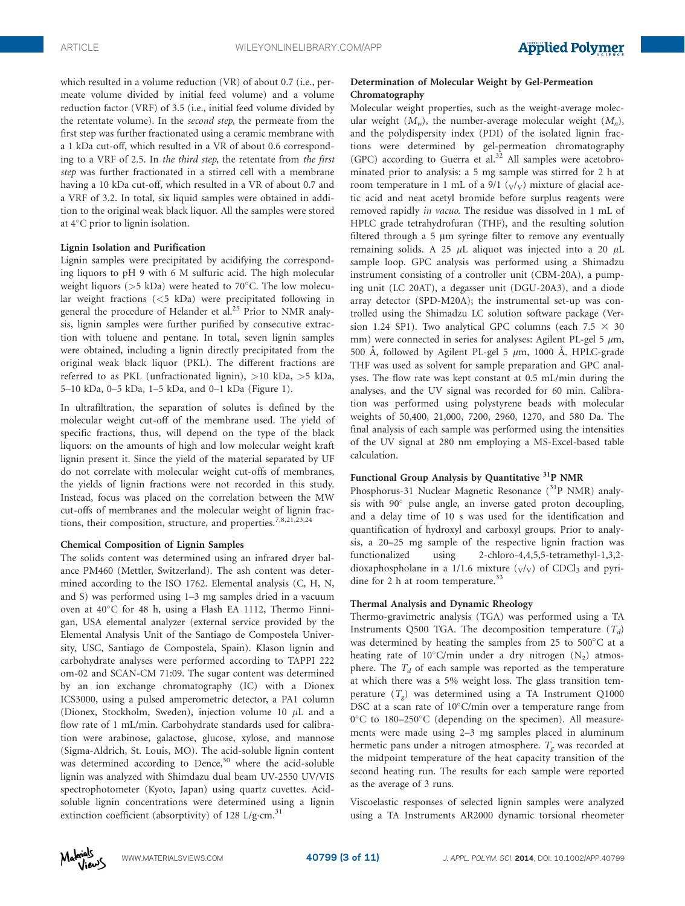which resulted in a volume reduction (VR) of about 0.7 (i.e., permeate volume divided by initial feed volume) and a volume reduction factor (VRF) of 3.5 (i.e., initial feed volume divided by the retentate volume). In the *second step*, the permeate from the first step was further fractionated using a ceramic membrane with a 1 kDa cut-off, which resulted in a VR of about 0.6 corresponding to a VRF of 2.5. In *the third step*, the retentate from *the first step* was further fractionated in a stirred cell with a membrane having a 10 kDa cut-off, which resulted in a VR of about 0.7 and a VRF of 3.2. In total, six liquid samples were obtained in addition to the original weak black liquor. All the samples were stored at 4°C prior to lignin isolation.

### Lignin Isolation and Purification

Lignin samples were precipitated by acidifying the corresponding liquors to pH 9 with 6 M sulfuric acid. The high molecular weight liquors (>5 kDa) were heated to 70°C. The low molecular weight fractions (<5 kDa) were precipitated following in general the procedure of Helander et al.[25] Prior to NMR analysis, lignin samples were further purified by consecutive extraction with toluene and pentane. In total, seven lignin samples were obtained, including a lignin directly precipitated from the original weak black liquor (PKL). The different fractions are referred to as PKL (unfractionated lignin), >10 kDa, >5 kDa, 5–10 kDa, 0–5 kDa, 1–5 kDa, and 0–1 kDa (Figure 1).

In ultrafiltration, the separation of solutes is defined by the molecular weight cut-off of the membrane used. The yield of specific fractions, thus, will depend on the type of the black liquors: on the amounts of high and low molecular weight kraft lignin present it. Since the yield of the material separated by UF do not correlate with molecular weight cut-offs of membranes, the yields of lignin fractions were not recorded in this study. Instead, focus was placed on the correlation between the MW cut-offs of membranes and the molecular weight of lignin fractions, their composition, structure, and properties.[7,8,21,23,24]

### Chemical Composition of Lignin Samples

The solids content was determined using an infrared dryer balance PM460 (Mettler, Switzerland). The ash content was determined according to the ISO 1762. Elemental analysis (C, H, N, and S) was performed using 1–3 mg samples dried in a vacuum oven at 40°C for 48 h, using a Flash EA 1112, Thermo Finnigan, USA elemental analyzer (external service provided by the Elemental Analysis Unit of the Santiago de Compostela University, USC, Santiago de Compostela, Spain). Klason lignin and carbohydrate analyses were performed according to TAPPI 222 om-02 and SCAN-CM 71:09. The sugar content was determined by an ion exchange chromatography (IC) with a Dionex ICS3000, using a pulsed amperometric detector, a PA1 column (Dionex, Stockholm, Sweden), injection volume 10 $\mu$L and a flow rate of 1 mL/min. Carbohydrate standards used for calibration were arabinose, galactose, glucose, xylose, and mannose (Sigma-Aldrich, St. Louis, MO). The acid-soluble lignin content was determined according to Dence,[30] where the acid-soluble lignin was analyzed with Shimadzu dual beam UV-2550 UV/VIS spectrophotometer (Kyoto, Japan) using quartz cuvettes. Acid-soluble lignin concentrations were determined using a lignin extinction coefficient (absorptivity) of 128 L/g·cm.[31]

### Determination of Molecular Weight by Gel-Permeation Chromatography

Molecular weight properties, such as the weight-average molecular weight ($M_w$), the number-average molecular weight ($M_n$), and the polydispersity index (PDI) of the isolated lignin fractions were determined by gel-permeation chromatography (GPC) according to Guerra et al.[32] All samples were acetobrominated prior to analysis: a 5 mg sample was stirred for 2 h at room temperature in 1 mL of a 9/1 ($_V/_V$) mixture of glacial acetic acid and neat acetyl bromide before surplus reagents were removed rapidly *in vacuo*. The residue was dissolved in 1 mL of HPLC grade tetrahydrofuran (THF), and the resulting solution filtered through a 5 µm syringe filter to remove any eventually remaining solids. A 25 $\mu$L aliquot was injected into a 20 $\mu$L sample loop. GPC analysis was performed using a Shimadzu instrument consisting of a controller unit (CBM-20A), a pumping unit (LC 20AT), a degasser unit (DGU-20A3), and a diode array detector (SPD-M20A); the instrumental set-up was controlled using the Shimadzu LC solution software package (Version 1.24 SP1). Two analytical GPC columns (each 7.5 × 30 mm) were connected in series for analyses: Agilent PL-gel 5 $\mu$m, 500 Å, followed by Agilent PL-gel 5 $\mu$m, 1000 Å. HPLC-grade THF was used as solvent for sample preparation and GPC analyses. The flow rate was kept constant at 0.5 mL/min during the analyses, and the UV signal was recorded for 60 min. Calibration was performed using polystyrene beads with molecular weights of 50,400, 21,000, 7200, 2960, 1270, and 580 Da. The final analysis of each sample was performed using the intensities of the UV signal at 280 nm employing a MS-Excel-based table calculation.

### Functional Group Analysis by Quantitative $^{31}$P NMR

Phosphorus-31 Nuclear Magnetic Resonance ($^{31}$P NMR) analysis with 90° pulse angle, an inverse gated proton decoupling, and a delay time of 10 s was used for the identification and quantification of hydroxyl and carboxyl groups. Prior to analysis, a 20–25 mg sample of the respective lignin fraction was functionalized using 2-chloro-4,4,5,5-tetramethyl-1,3,2-dioxaphospholane in a 1/1.6 mixture ($_V/_V$) of $CDCl_3$ and pyridine for 2 h at room temperature.[33]

### Thermal Analysis and Dynamic Rheology

Thermo-gravimetric analysis (TGA) was performed using a TA Instruments Q500 TGA. The decomposition temperature ($T_d$) was determined by heating the samples from 25 to 500°C at a heating rate of 10°C/min under a dry nitrogen ($N_2$) atmosphere. The $T_d$ of each sample was reported as the temperature at which there was a 5% weight loss. The glass transition temperature ($T_g$) was determined using a TA Instrument Q1000 DSC at a scan rate of 10°C/min over a temperature range from 0°C to 180–250°C (depending on the specimen). All measurements were made using 2–3 mg samples placed in aluminum hermetic pans under a nitrogen atmosphere. $T_g$ was recorded at the midpoint temperature of the heat capacity transition of the second heating run. The results for each sample were reported as the average of 3 runs.

Viscoelastic responses of selected lignin samples were analyzed using a TA Instruments AR2000 dynamic torsional rheometer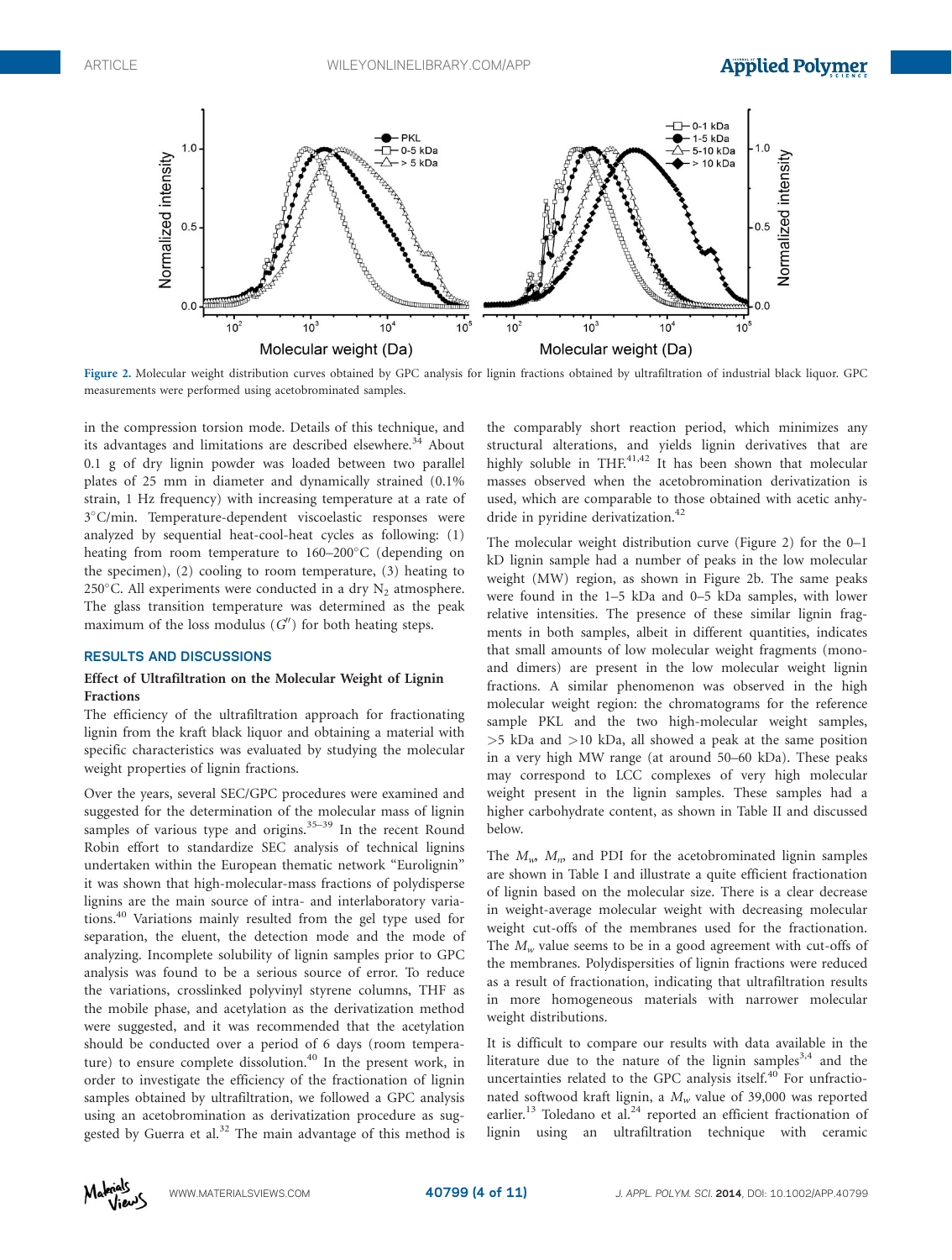Figure 2. Molecular weight distribution curves obtained by GPC analysis for lignin fractions obtained by ultrafiltration of industrial black liquor. GPC measurements were performed using acetobrominated samples.

in the compression torsion mode. Details of this technique, and its advantages and limitations are described elsewhere.[34] About 0.1 g of dry lignin powder was loaded between two parallel plates of 25 mm in diameter and dynamically strained (0.1% strain, 1 Hz frequency) with increasing temperature at a rate of 3°C/min. Temperature-dependent viscoelastic responses were analyzed by sequential heat-cool-heat cycles as following: (1) heating from room temperature to 160–200°C (depending on the specimen), (2) cooling to room temperature, (3) heating to 250°C. All experiments were conducted in a dry $N_2$ atmosphere. The glass transition temperature was determined as the peak maximum of the loss modulus ($G''$) for both heating steps.

## RESULTS AND DISCUSSIONS

### Effect of Ultrafiltration on the Molecular Weight of Lignin Fractions

The efficiency of the ultrafiltration approach for fractionating lignin from the kraft black liquor and obtaining a material with specific characteristics was evaluated by studying the molecular weight properties of lignin fractions.

Over the years, several SEC/GPC procedures were examined and suggested for the determination of the molecular mass of lignin samples of various type and origins.[35–39] In the recent Round Robin effort to standardize SEC analysis of technical lignins undertaken within the European thematic network "Eurolignin" it was shown that high-molecular-mass fractions of polydisperse lignins are the main source of intra- and interlaboratory variations.[40] Variations mainly resulted from the gel type used for separation, the eluent, the detection mode and the mode of analyzing. Incomplete solubility of lignin samples prior to GPC analysis was found to be a serious source of error. To reduce the variations, crosslinked polyvinyl styrene columns, THF as the mobile phase, and acetylation as the derivatization method were suggested, and it was recommended that the acetylation should be conducted over a period of 6 days (room temperature) to ensure complete dissolution.[40] In the present work, in order to investigate the efficiency of the fractionation of lignin samples obtained by ultrafiltration, we followed a GPC analysis using an acetobromination as derivatization procedure as suggested by Guerra et al.[32] The main advantage of this method is the comparably short reaction period, which minimizes any structural alterations, and yields lignin derivatives that are highly soluble in THF.[41,42] It has been shown that molecular masses observed when the acetobromination derivatization is used, which are comparable to those obtained with acetic anhydride in pyridine derivatization.[42]

The molecular weight distribution curve (Figure 2) for the 0–1 kD lignin sample had a number of peaks in the low molecular weight (MW) region, as shown in Figure 2b. The same peaks were found in the 1–5 kDa and 0–5 kDa samples, with lower relative intensities. The presence of these similar lignin fragments in both samples, albeit in different quantities, indicates that small amounts of low molecular weight fragments (mono- and dimers) are present in the low molecular weight lignin fractions. A similar phenomenon was observed in the high molecular weight region: the chromatograms for the reference sample PKL and the two high-molecular weight samples, >5 kDa and >10 kDa, all showed a peak at the same position in a very high MW range (at around 50–60 kDa). These peaks may correspond to LCC complexes of very high molecular weight present in the lignin samples. These samples had a higher carbohydrate content, as shown in Table II and discussed below.

The $M_w$, $M_n$, and PDI for the acetobrominated lignin samples are shown in Table I and illustrate a quite efficient fractionation of lignin based on the molecular size. There is a clear decrease in weight-average molecular weight with decreasing molecular weight cut-offs of the membranes used for the fractionation. The $M_w$ value seems to be in a good agreement with cut-offs of the membranes. Polydispersities of lignin fractions were reduced as a result of fractionation, indicating that ultrafiltration results in more homogeneous materials with narrower molecular weight distributions.

It is difficult to compare our results with data available in the literature due to the nature of the lignin samples[3,4] and the uncertainties related to the GPC analysis itself.[40] For unfractionated softwood kraft lignin, a $M_w$ value of 39,000 was reported earlier.[13] Toledano et al.[24] reported an efficient fractionation of lignin using an ultrafiltration technique with ceramic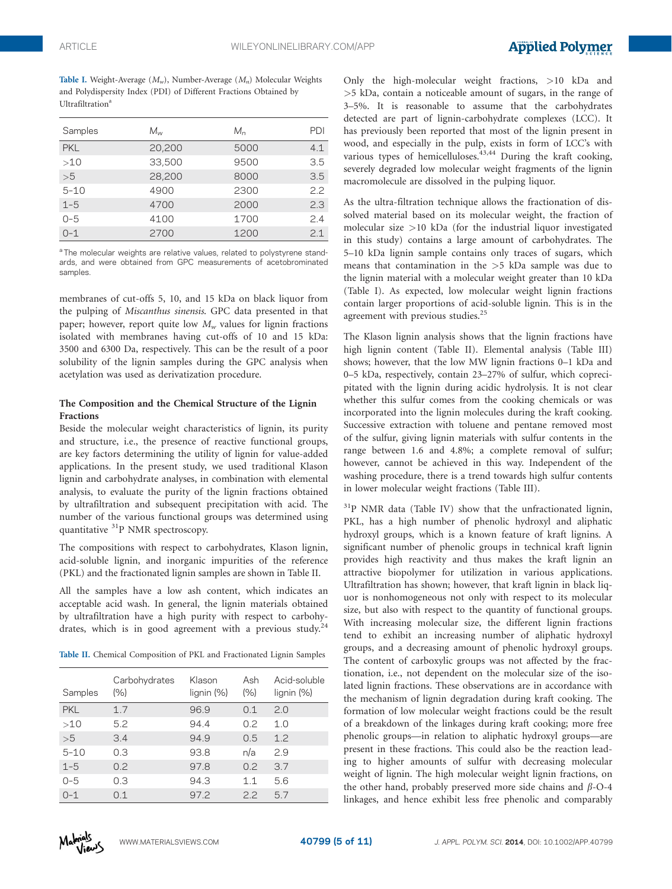**Table I.** Weight-Average ($M_w$), Number-Average ($M_n$) Molecular Weights and Polydispersity Index (PDI) of Different Fractions Obtained by Ultrafiltration[a]

| Samples | $M_w$ | $M_n$ | PDI |
|---|---|---|---|
| PKL | 20,200 | 5000 | 4.1 |
| >10 | 33,500 | 9500 | 3.5 |
| >5 | 28,200 | 8000 | 3.5 |
| 5–10 | 4900 | 2300 | 2.2 |
| 1–5 | 4700 | 2000 | 2.3 |
| 0–5 | 4100 | 1700 | 2.4 |
| 0–1 | 2700 | 1200 | 2.1 |

[a] The molecular weights are relative values, related to polystyrene standards, and were obtained from GPC measurements of acetobrominated samples.

membranes of cut-offs 5, 10, and 15 kDa on black liquor from the pulping of *Miscanthus sinensis*. GPC data presented in that paper; however, report quite low $M_w$ values for lignin fractions isolated with membranes having cut-offs of 10 and 15 kDa: 3500 and 6300 Da, respectively. This can be the result of a poor solubility of the lignin samples during the GPC analysis when acetylation was used as derivatization procedure.

### The Composition and the Chemical Structure of the Lignin Fractions

Beside the molecular weight characteristics of lignin, its purity and structure, i.e., the presence of reactive functional groups, are key factors determining the utility of lignin for value-added applications. In the present study, we used traditional Klason lignin and carbohydrate analyses, in combination with elemental analysis, to evaluate the purity of the lignin fractions obtained by ultrafiltration and subsequent precipitation with acid. The number of the various functional groups was determined using quantitative $^{31}$P NMR spectroscopy.

The compositions with respect to carbohydrates, Klason lignin, acid-soluble lignin, and inorganic impurities of the reference (PKL) and the fractionated lignin samples are shown in Table II.

All the samples have a low ash content, which indicates an acceptable acid wash. In general, the lignin materials obtained by ultrafiltration have a high purity with respect to carbohydrates, which is in good agreement with a previous study.[24]

**Table II.** Chemical Composition of PKL and Fractionated Lignin Samples

| Samples | Carbohydrates (%) | Klason lignin (%) | Ash (%) | Acid-soluble lignin (%) |
|---|---|---|---|---|
| PKL | 1.7 | 96.9 | 0.1 | 2.0 |
| >10 | 5.2 | 94.4 | 0.2 | 1.0 |
| >5 | 3.4 | 94.9 | 0.5 | 1.2 |
| 5–10 | 0.3 | 93.8 | n/a | 2.9 |
| 1–5 | 0.2 | 97.8 | 0.2 | 3.7 |
| 0–5 | 0.3 | 94.3 | 1.1 | 5.6 |
| 0–1 | 0.1 | 97.2 | 2.2 | 5.7 |

Only the high-molecular weight fractions, >10 kDa and >5 kDa, contain a noticeable amount of sugars, in the range of 3–5%. It is reasonable to assume that the carbohydrates detected are part of lignin-carbohydrate complexes (LCC). It has previously been reported that most of the lignin present in wood, and especially in the pulp, exists in form of LCC's with various types of hemicelluloses.[43,44] During the kraft cooking, severely degraded low molecular weight fragments of the lignin macromolecule are dissolved in the pulping liquor.

As the ultra-filtration technique allows the fractionation of dissolved material based on its molecular weight, the fraction of molecular size >10 kDa (for the industrial liquor investigated in this study) contains a large amount of carbohydrates. The 5–10 kDa lignin sample contains only traces of sugars, which means that contamination in the >5 kDa sample was due to the lignin material with a molecular weight greater than 10 kDa (Table I). As expected, low molecular weight lignin fractions contain larger proportions of acid-soluble lignin. This is in the agreement with previous studies.[25]

The Klason lignin analysis shows that the lignin fractions have high lignin content (Table II). Elemental analysis (Table III) shows; however, that the low MW lignin fractions 0–1 kDa and 0–5 kDa, respectively, contain 23–27% of sulfur, which coprecipitated with the lignin during acidic hydrolysis. It is not clear whether this sulfur comes from the cooking chemicals or was incorporated into the lignin molecules during the kraft cooking. Successive extraction with toluene and pentane removed most of the sulfur, giving lignin materials with sulfur contents in the range between 1.6 and 4.8%; a complete removal of sulfur; however, cannot be achieved in this way. Independent of the washing procedure, there is a trend towards high sulfur contents in lower molecular weight fractions (Table III).

$^{31}$P NMR data (Table IV) show that the unfractionated lignin, PKL, has a high number of phenolic hydroxyl and aliphatic hydroxyl groups, which is a known feature of kraft lignins. A significant number of phenolic groups in technical kraft lignin provides high reactivity and thus makes the kraft lignin an attractive biopolymer for utilization in various applications. Ultrafiltration has shown; however, that kraft lignin in black liquor is nonhomogeneous not only with respect to its molecular size, but also with respect to the quantity of functional groups. With increasing molecular size, the different lignin fractions tend to exhibit an increasing number of aliphatic hydroxyl groups, and a decreasing amount of phenolic hydroxyl groups. The content of carboxylic groups was not affected by the fractionation, i.e., not dependent on the molecular size of the isolated lignin fractions. These observations are in accordance with the mechanism of lignin degradation during kraft cooking. The formation of low molecular weight fractions could be the result of a breakdown of the linkages during kraft cooking; more free phenolic groups—in relation to aliphatic hydroxyl groups—are present in these fractions. This could also be the reaction leading to higher amounts of sulfur with decreasing molecular weight of lignin. The high molecular weight lignin fractions, on the other hand, probably preserved more side chains and $\beta$-O-4 linkages, and hence exhibit less free phenolic and comparably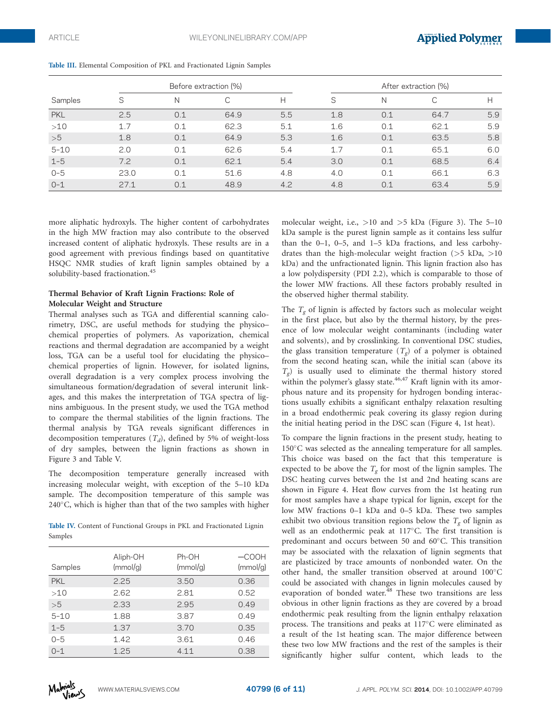**Table III.** Elemental Composition of PKL and Fractionated Lignin Samples

| Samples | Before extraction (%) | | | | After extraction (%) | | | |
|---|---|---|---|---|---|---|---|---|
| | S | N | C | H | S | N | C | H |
| PKL | 2.5 | 0.1 | 64.9 | 5.5 | 1.8 | 0.1 | 64.7 | 5.9 |
| >10 | 1.7 | 0.1 | 62.3 | 5.1 | 1.6 | 0.1 | 62.1 | 5.9 |
| >5 | 1.8 | 0.1 | 64.9 | 5.3 | 1.6 | 0.1 | 63.5 | 5.8 |
| 5–10 | 2.0 | 0.1 | 62.6 | 5.4 | 1.7 | 0.1 | 65.1 | 6.0 |
| 1–5 | 7.2 | 0.1 | 62.1 | 5.4 | 3.0 | 0.1 | 68.5 | 6.4 |
| 0–5 | 23.0 | 0.1 | 51.6 | 4.8 | 4.0 | 0.1 | 66.1 | 6.3 |
| 0–1 | 27.1 | 0.1 | 48.9 | 4.2 | 4.8 | 0.1 | 63.4 | 5.9 |

more aliphatic hydroxyls. The higher content of carbohydrates in the high MW fraction may also contribute to the observed increased content of aliphatic hydroxyls. These results are in a good agreement with previous findings based on quantitative HSQC NMR studies of kraft lignin samples obtained by a solubility-based fractionation.[45]

### Thermal Behavior of Kraft Lignin Fractions: Role of Molecular Weight and Structure

Thermal analyses such as TGA and differential scanning calorimetry, DSC, are useful methods for studying the physico–chemical properties of polymers. As vaporization, chemical reactions and thermal degradation are accompanied by a weight loss, TGA can be a useful tool for elucidating the physico–chemical properties of lignin. However, for isolated lignins, overall degradation is a very complex process involving the simultaneous formation/degradation of several interunit linkages, and this makes the interpretation of TGA spectra of lignins ambiguous. In the present study, we used the TGA method to compare the thermal stabilities of the lignin fractions. The thermal analysis by TGA reveals significant differences in decomposition temperatures ($T_d$), defined by 5% of weight-loss of dry samples, between the lignin fractions as shown in Figure 3 and Table V.

The decomposition temperature generally increased with increasing molecular weight, with exception of the 5–10 kDa sample. The decomposition temperature of this sample was 240°C, which is higher than that of the two samples with higher molecular weight, i.e., >10 and >5 kDa (Figure 3). The 5–10 kDa sample is the purest lignin sample as it contains less sulfur than the 0–1, 0–5, and 1–5 kDa fractions, and less carbohydrates than the high-molecular weight fraction (>5 kDa, >10 kDa) and the unfractionated lignin. This lignin fraction also has a low polydispersity (PDI 2.2), which is comparable to those of the lower MW fractions. All these factors probably resulted in the observed higher thermal stability.

The $T_g$ of lignin is affected by factors such as molecular weight in the first place, but also by the thermal history, by the presence of low molecular weight contaminants (including water and solvents), and by crosslinking. In conventional DSC studies, the glass transition temperature ($T_g$) of a polymer is obtained from the second heating scan, while the initial scan (above its $T_g$) is usually used to eliminate the thermal history stored within the polymer's glassy state.[46,47] Kraft lignin with its amorphous nature and its propensity for hydrogen bonding interactions usually exhibits a significant enthalpy relaxation resulting in a broad endothermic peak covering its glassy region during the initial heating period in the DSC scan (Figure 4, 1st heat).

To compare the lignin fractions in the present study, heating to 150°C was selected as the annealing temperature for all samples. This choice was based on the fact that this temperature is expected to be above the $T_g$ for most of the lignin samples. The DSC heating curves between the 1st and 2nd heating scans are shown in Figure 4. Heat flow curves from the 1st heating run for most samples have a shape typical for lignin, except for the low MW fractions 0–1 kDa and 0–5 kDa. These two samples exhibit two obvious transition regions below the $T_g$ of lignin as well as an endothermic peak at 117°C. The first transition is predominant and occurs between 50 and 60°C. This transition may be associated with the relaxation of lignin segments that are plasticized by trace amounts of nonbonded water. On the other hand, the smaller transition observed at around 100°C could be associated with changes in lignin molecules caused by evaporation of bonded water.[48] These two transitions are less obvious in other lignin fractions as they are covered by a broad endothermic peak resulting from the lignin enthalpy relaxation process. The transitions and peaks at 117°C were eliminated as a result of the 1st heating scan. The major difference between these two low MW fractions and the rest of the samples is their significantly higher sulfur content, which leads to the

**Table IV.** Content of Functional Groups in PKL and Fractionated Lignin Samples

| Samples | Aliph-OH (mmol/g) | Ph-OH (mmol/g) | —COOH (mmol/g) |
|---|---|---|---|
| PKL | 2.25 | 3.50 | 0.36 |
| >10 | 2.62 | 2.81 | 0.52 |
| >5 | 2.33 | 2.95 | 0.49 |
| 5–10 | 1.88 | 3.87 | 0.49 |
| 1–5 | 1.37 | 3.70 | 0.35 |
| 0–5 | 1.42 | 3.61 | 0.46 |
| 0–1 | 1.25 | 4.11 | 0.38 |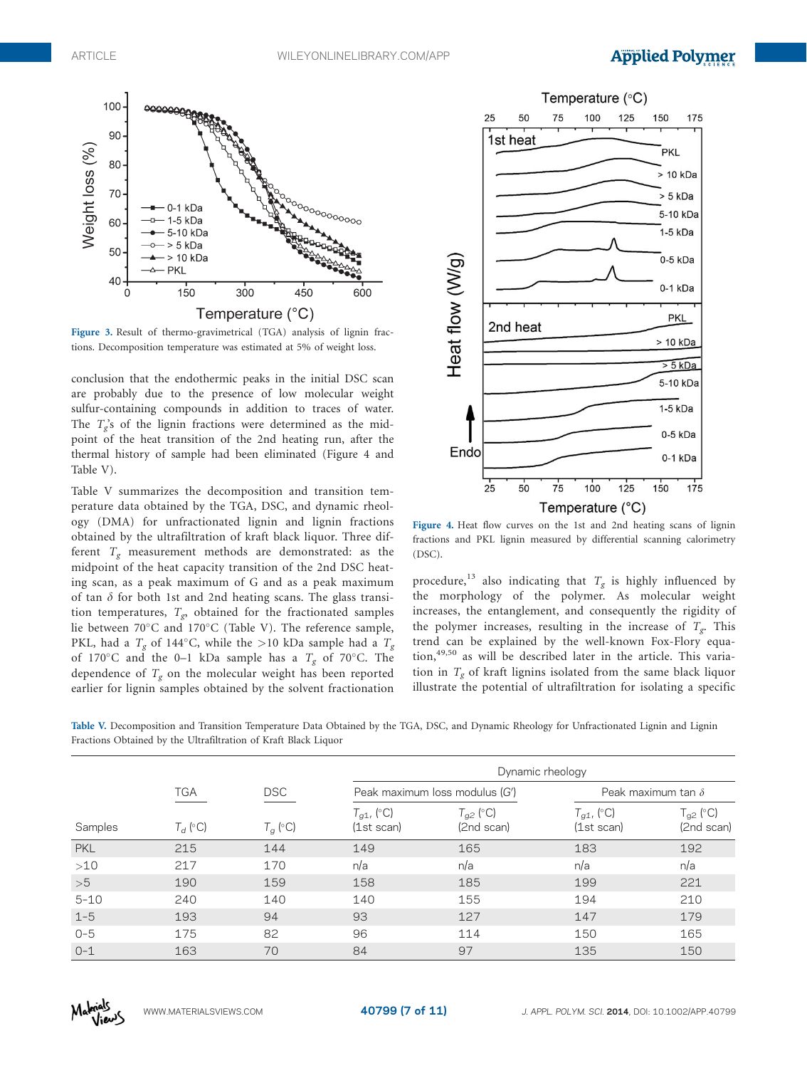Figure 3. Result of thermo-gravimetrical (TGA) analysis of lignin fractions. Decomposition temperature was estimated at 5% of weight loss.

Figure 4. Heat flow curves on the 1st and 2nd heating scans of lignin fractions and PKL lignin measured by differential scanning calorimetry (DSC).

conclusion that the endothermic peaks in the initial DSC scan are probably due to the presence of low molecular weight sulfur-containing compounds in addition to traces of water. The $T_g$'s of the lignin fractions were determined as the midpoint of the heat transition of the 2nd heating run, after the thermal history of sample had been eliminated (Figure 4 and Table V).

Table V summarizes the decomposition and transition temperature data obtained by the TGA, DSC, and dynamic rheology (DMA) for unfractionated lignin and lignin fractions obtained by the ultrafiltration of kraft black liquor. Three different $T_g$ measurement methods are demonstrated: as the midpoint of the heat capacity transition of the 2nd DSC heating scan, as a peak maximum of G and as a peak maximum of tan δ for both 1st and 2nd heating scans. The glass transition temperatures, $T_g$, obtained for the fractionated samples lie between 70°C and 170°C (Table V). The reference sample, PKL, had a $T_g$ of 144°C, while the >10 kDa sample had a $T_g$ of 170°C and the 0–1 kDa sample has a $T_g$ of 70°C. The dependence of $T_g$ on the molecular weight has been reported earlier for lignin samples obtained by the solvent fractionation procedure,[13] also indicating that $T_g$ is highly influenced by the morphology of the polymer. As molecular weight increases, the entanglement, and consequently the rigidity of the polymer increases, resulting in the increase of $T_g$. This trend can be explained by the well-known Fox-Flory equation,[49,50] as will be described later in the article. This variation in $T_g$ of kraft lignins isolated from the same black liquor illustrate the potential of ultrafiltration for isolating a specific

Table V. Decomposition and Transition Temperature Data Obtained by the TGA, DSC, and Dynamic Rheology for Unfractionated Lignin and Lignin Fractions Obtained by the Ultrafiltration of Kraft Black Liquor

| | TGA | DSC | Dynamic rheology | | | |
|---|---|---|---|---|---|---|
| | | | Peak maximum loss modulus (G′) | | Peak maximum tan δ | |
| Samples | $T_d$ (°C) | $T_g$ (°C) | $T_{g1}$, (°C) (1st scan) | $T_{g2}$ (°C) (2nd scan) | $T_{g1}$, (°C) (1st scan) | $T_{g2}$ (°C) (2nd scan) |
| PKL | 215 | 144 | 149 | 165 | 183 | 192 |
| >10 | 217 | 170 | n/a | n/a | n/a | n/a |
| >5 | 190 | 159 | 158 | 185 | 199 | 221 |
| 5–10 | 240 | 140 | 140 | 155 | 194 | 210 |
| 1–5 | 193 | 94 | 93 | 127 | 147 | 179 |
| 0–5 | 175 | 82 | 96 | 114 | 150 | 165 |
| 0–1 | 163 | 70 | 84 | 97 | 135 | 150 |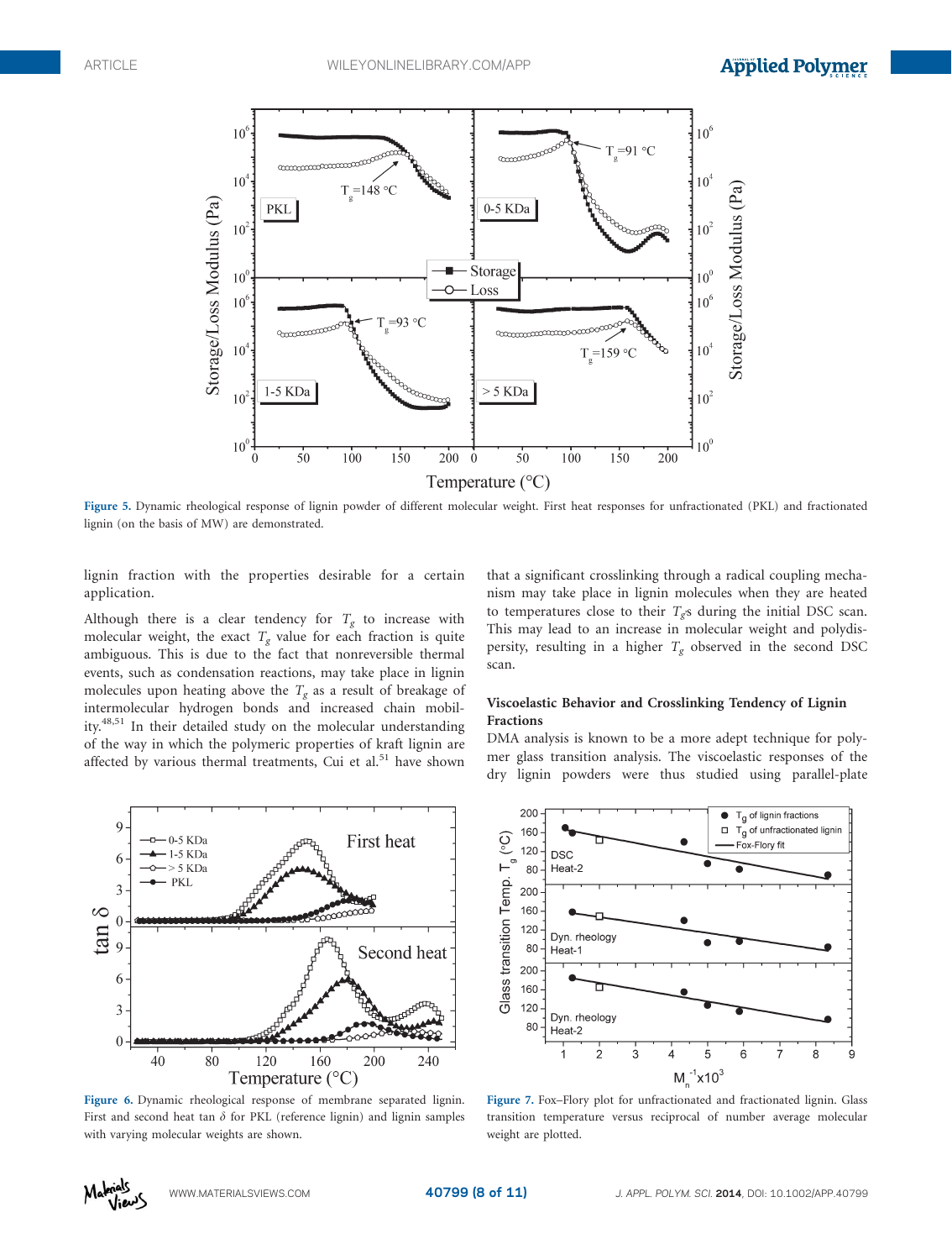Figure 5. Dynamic rheological response of lignin powder of different molecular weight. First heat responses for unfractionated (PKL) and fractionated lignin (on the basis of MW) are demonstrated.

lignin fraction with the properties desirable for a certain application.

Although there is a clear tendency for $T_g$ to increase with molecular weight, the exact $T_g$ value for each fraction is quite ambiguous. This is due to the fact that nonreversible thermal events, such as condensation reactions, may take place in lignin molecules upon heating above the $T_g$ as a result of breakage of intermolecular hydrogen bonds and increased chain mobility.[48,51] In their detailed study on the molecular understanding of the way in which the polymeric properties of kraft lignin are affected by various thermal treatments, Cui et al.[51] have shown that a significant crosslinking through a radical coupling mechanism may take place in lignin molecules when they are heated to temperatures close to their $T_g$s during the initial DSC scan. This may lead to an increase in molecular weight and polydispersity, resulting in a higher $T_g$ observed in the second DSC scan.

### Viscoelastic Behavior and Crosslinking Tendency of Lignin Fractions

DMA analysis is known to be a more adept technique for polymer glass transition analysis. The viscoelastic responses of the dry lignin powders were thus studied using parallel-plate

Figure 6. Dynamic rheological response of membrane separated lignin. First and second heat tan $\delta$ for PKL (reference lignin) and lignin samples with varying molecular weights are shown.

Figure 7. Fox–Flory plot for unfractionated and fractionated lignin. Glass transition temperature versus reciprocal of number average molecular weight are plotted.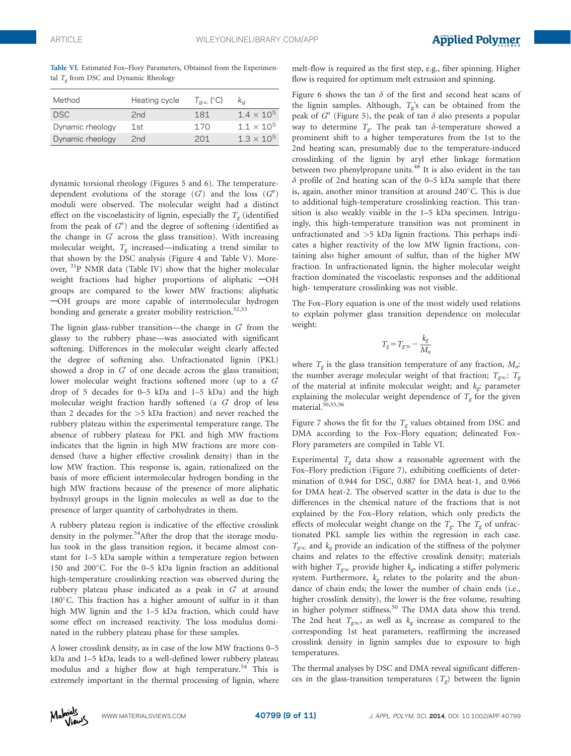**Table VI.** Estimated Fox–Flory Parameters, Obtained from the Experimental $T_g$ from DSC and Dynamic Rheology

| Method | Heating cycle | $T_{g\infty}$ (°C) | $k_g$ |
|---|---|---|---|
| DSC | 2nd | 181 | $1.4 \times 10^5$ |
| Dynamic rheology | 1st | 170 | $1.1 \times 10^5$ |
| Dynamic rheology | 2nd | 201 | $1.3 \times 10^5$ |

dynamic torsional rheology (Figures 5 and 6). The temperature-dependent evolutions of the storage ($G'$) and the loss ($G''$) moduli were observed. The molecular weight had a distinct effect on the viscoelasticity of lignin, especially the $T_g$ (identified from the peak of $G''$) and the degree of softening (identified as the change in $G'$ across the glass transition). With increasing molecular weight, $T_g$ increased—indicating a trend similar to that shown by the DSC analysis (Figure 4 and Table V). Moreover, $^{31}$P NMR data (Table IV) show that the higher molecular weight fractions had higher proportions of aliphatic —OH groups are compared to the lower MW fractions: aliphatic —OH groups are more capable of intermolecular hydrogen bonding and generate a greater mobility restriction.[52,53]

The lignin glass-rubber transition—the change in $G'$ from the glassy to the rubbery phase—was associated with significant softening. Differences in the molecular weight clearly affected the degree of softening also. Unfractionated lignin (PKL) showed a drop in $G'$ of one decade across the glass transition; lower molecular weight fractions softened more (up to a $G'$ drop of 5 decades for 0–5 kDa and 1–5 kDa) and the high molecular weight fraction hardly softened (a $G'$ drop of less than 2 decades for the >5 kDa fraction) and never reached the rubbery plateau within the experimental temperature range. The absence of rubbery plateau for PKL and high MW fractions indicates that the lignin in high MW fractions are more condensed (have a higher effective crosslink density) than in the low MW fraction. This response is, again, rationalized on the basis of more efficient intermolecular hydrogen bonding in the high MW fractions because of the presence of more aliphatic hydroxyl groups in the lignin molecules as well as due to the presence of larger quantity of carbohydrates in them.

A rubbery plateau region is indicative of the effective crosslink density in the polymer.[54] After the drop that the storage modulus took in the glass transition region, it became almost constant for 1–5 kDa sample within a temperature region between 150 and 200°C. For the 0–5 kDa lignin fraction an additional high-temperature crosslinking reaction was observed during the rubbery plateau phase indicated as a peak in $G'$ at around 180°C. This fraction has a higher amount of sulfur in it than high MW lignin and the 1–5 kDa fraction, which could have some effect on increased reactivity. The loss modulus dominated in the rubbery plateau phase for these samples.

A lower crosslink density, as in case of the low MW fractions 0–5 kDa and 1–5 kDa, leads to a well-defined lower rubbery plateau modulus and a higher flow at high temperature.[54] This is extremely important in the thermal processing of lignin, where melt-flow is required as the first step, e.g., fiber spinning. Higher flow is required for optimum melt extrusion and spinning.

Figure 6 shows the tan δ of the first and second heat scans of the lignin samples. Although, $T_g$'s can be obtained from the peak of $G''$ (Figure 5), the peak of tan δ also presents a popular way to determine $T_g$. The peak tan δ-temperature showed a prominent shift to a higher temperatures from the 1st to the 2nd heating scan, presumably due to the temperature-induced crosslinking of the lignin by aryl ether linkage formation between two phenylpropane units.[48] It is also evident in the tan δ profile of 2nd heating scan of the 0–5 kDa sample that there is, again, another minor transition at around 240°C. This is due to additional high-temperature crosslinking reaction. This transition is also weakly visible in the 1–5 kDa specimen. Intriguingly, this high-temperature transition was not prominent in unfractionated and >5 kDa lignin fractions. This perhaps indicates a higher reactivity of the low MW lignin fractions, containing also higher amount of sulfur, than of the higher MW fraction. In unfractionated lignin, the higher molecular weight fraction dominated the viscoelastic responses and the additional high- temperature crosslinking was not visible.

The Fox–Flory equation is one of the most widely used relations to explain polymer glass transition dependence on molecular weight:

$$T_g = T_{g\infty} - \frac{k_g}{M_n}$$

where $T_g$ is the glass transition temperature of any fraction, $M_n$: the number average molecular weight of that fraction; $T_{g\infty}$: $T_g$ of the material at infinite molecular weight; and $k_g$: parameter explaining the molecular weight dependence of $T_g$ for the given material.[50,55,56]

Figure 7 shows the fit for the $T_g$ values obtained from DSC and DMA according to the Fox–Flory equation; delineated Fox–Flory parameters are compiled in Table VI.

Experimental $T_g$ data show a reasonable agreement with the Fox–Flory prediction (Figure 7), exhibiting coefficients of determination of 0.944 for DSC, 0.887 for DMA heat-1, and 0.966 for DMA heat-2. The observed scatter in the data is due to the differences in the chemical nature of the fractions that is not explained by the Fox–Flory relation, which only predicts the effects of molecular weight change on the $T_g$. The $T_g$ of unfractionated PKL sample lies within the regression in each case. $T_{g\infty}$ and $k_g$ provide an indication of the stiffness of the polymer chains and relates to the effective crosslink density; materials with higher $T_{g\infty}$ provide higher $k_g$, indicating a stiffer polymeric system. Furthermore, $k_g$ relates to the polarity and the abundance of chain ends; the lower the number of chain ends (i.e., higher crosslink density), the lower is the free volume, resulting in higher polymer stiffness.[50] The DMA data show this trend. The 2nd heat $T_{g\infty}$, as well as $k_g$ increase as compared to the corresponding 1st heat parameters, reaffirming the increased crosslink density in lignin samples due to exposure to high temperatures.

The thermal analyses by DSC and DMA reveal significant differences in the glass-transition temperatures ($T_g$) between the lignin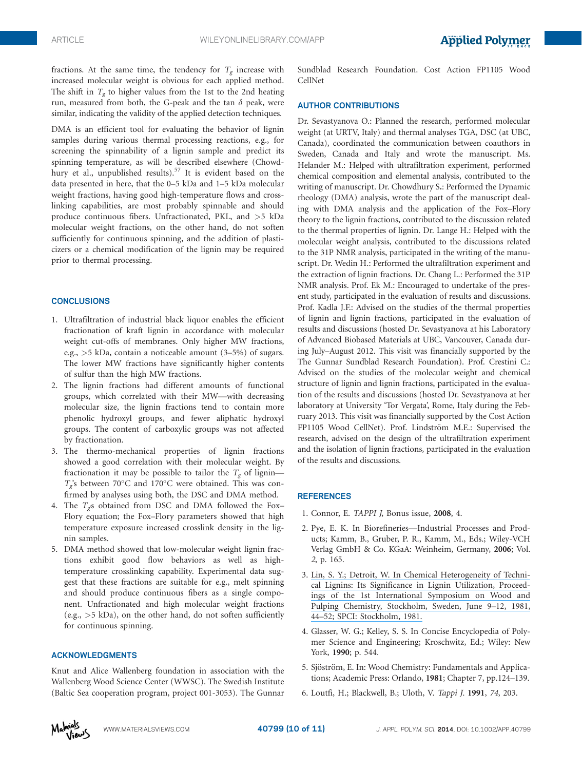fractions. At the same time, the tendency for $T_g$ increase with increased molecular weight is obvious for each applied method. The shift in $T_g$ to higher values from the 1st to the 2nd heating run, measured from both, the G-peak and the tan $\delta$ peak, were similar, indicating the validity of the applied detection techniques.

DMA is an efficient tool for evaluating the behavior of lignin samples during various thermal processing reactions, e.g., for screening the spinnability of a lignin sample and predict its spinning temperature, as will be described elsewhere (Chowdhury et al., unpublished results).[57] It is evident based on the data presented in here, that the 0–5 kDa and 1–5 kDa molecular weight fractions, having good high-temperature flows and crosslinking capabilities, are most probably spinnable and should produce continuous fibers. Unfractionated, PKL, and >5 kDa molecular weight fractions, on the other hand, do not soften sufficiently for continuous spinning, and the addition of plasticizers or a chemical modification of the lignin may be required prior to thermal processing.

## CONCLUSIONS

1. Ultrafiltration of industrial black liquor enables the efficient fractionation of kraft lignin in accordance with molecular weight cut-offs of membranes. Only higher MW fractions, e.g., >5 kDa, contain a noticeable amount (3–5%) of sugars. The lower MW fractions have significantly higher contents of sulfur than the high MW fractions.
2. The lignin fractions had different amounts of functional groups, which correlated with their MW—with decreasing molecular size, the lignin fractions tend to contain more phenolic hydroxyl groups, and fewer aliphatic hydroxyl groups. The content of carboxylic groups was not affected by fractionation.
3. The thermo-mechanical properties of lignin fractions showed a good correlation with their molecular weight. By fractionation it may be possible to tailor the $T_g$ of lignin—$T_g$'s between 70°C and 170°C were obtained. This was confirmed by analyses using both, the DSC and DMA method.
4. The $T_g$s obtained from DSC and DMA followed the Fox–Flory equation; the Fox–Flory parameters showed that high temperature exposure increased crosslink density in the lignin samples.
5. DMA method showed that low-molecular weight lignin fractions exhibit good flow behaviors as well as high-temperature crosslinking capability. Experimental data suggest that these fractions are suitable for e.g., melt spinning and should produce continuous fibers as a single component. Unfractionated and high molecular weight fractions (e.g., >5 kDa), on the other hand, do not soften sufficiently for continuous spinning.

## ACKNOWLEDGMENTS

Knut and Alice Wallenberg foundation in association with the Wallenberg Wood Science Center (WWSC). The Swedish Institute (Baltic Sea cooperation program, project 001-3053). The Gunnar Sundblad Research Foundation. Cost Action FP1105 Wood CellNet

## AUTHOR CONTRIBUTIONS

Dr. Sevastyanova O.: Planned the research, performed molecular weight (at URTV, Italy) and thermal analyses TGA, DSC (at UBC, Canada), coordinated the communication between coauthors in Sweden, Canada and Italy and wrote the manuscript. Ms. Helander M.: Helped with ultrafiltration experiment, performed chemical composition and elemental analysis, contributed to the writing of manuscript. Dr. Chowdhury S.: Performed the Dynamic rheology (DMA) analysis, wrote the part of the manuscript dealing with DMA analysis and the application of the Fox–Flory theory to the lignin fractions, contributed to the discussion related to the thermal properties of lignin. Dr. Lange H.: Helped with the molecular weight analysis, contributed to the discussions related to the 31P NMR analysis, participated in the writing of the manuscript. Dr. Wedin H.: Performed the ultrafiltration experiment and the extraction of lignin fractions. Dr. Chang L.: Performed the 31P NMR analysis. Prof. Ek M.: Encouraged to undertake of the present study, participated in the evaluation of results and discussions. Prof. Kadla J.F.: Advised on the studies of the thermal properties of lignin and lignin fractions, participated in the evaluation of results and discussions (hosted Dr. Sevastyanova at his Laboratory of Advanced Biobased Materials at UBC, Vancouver, Canada during July–August 2012. This visit was financially supported by the The Gunnar Sundblad Research Foundation). Prof. Crestini C.: Advised on the studies of the molecular weight and chemical structure of lignin and lignin fractions, participated in the evaluation of the results and discussions (hosted Dr. Sevastyanova at her laboratory at University 'Tor Vergata', Rome, Italy during the February 2013. This visit was financially supported by the Cost Action FP1105 Wood CellNet). Prof. Lindström M.E.: Supervised the research, advised on the design of the ultrafiltration experiment and the isolation of lignin fractions, participated in the evaluation of the results and discussions.

## REFERENCES

1. Connor, E. *TAPPI J*, Bonus issue, **2008**, 4.
2. Pye, E. K. In Biorefineries—Industrial Processes and Products; Kamm, B., Gruber, P. R., Kamm, M., Eds.; Wiley-VCH Verlag GmbH & Co. KGaA: Weinheim, Germany, **2006**; Vol. *2*, p. 165.
3. Lin, S. Y.; Detroit, W. In Chemical Heterogeneity of Technical Lignins: Its Significance in Lignin Utilization, Proceedings of the 1st International Symposium on Wood and Pulping Chemistry, Stockholm, Sweden, June 9–12, 1981, 44–52; SPCI: Stockholm, 1981.
4. Glasser, W. G.; Kelley, S. S. In Concise Encyclopedia of Polymer Science and Engineering; Kroschwitz, Ed.; Wiley: New York, **1990**; p. 544.
5. Sjöström, E. In: Wood Chemistry: Fundamentals and Applications; Academic Press: Orlando, **1981**; Chapter 7, pp.124–139.
6. Loutfi, H.; Blackwell, B.; Uloth, V. *Tappi J.* **1991**, *74*, 203.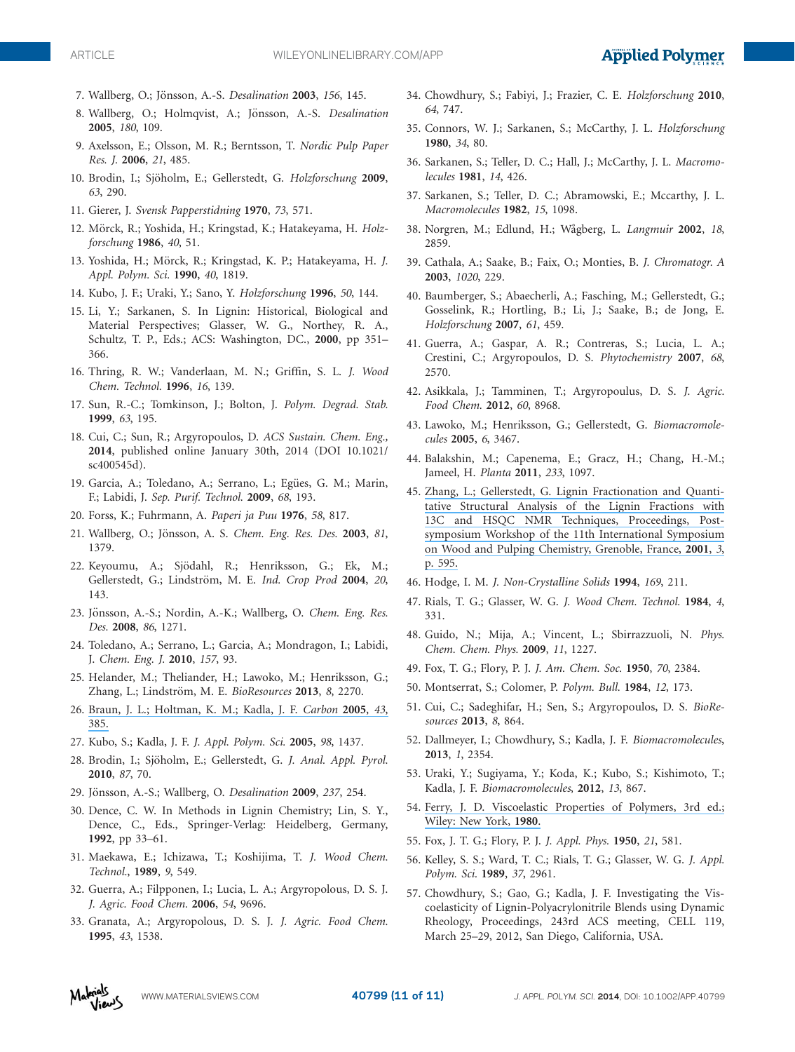7. Wallberg, O.; Jönsson, A.-S. *Desalination* **2003**, *156*, 145.
8. Wallberg, O.; Holmqvist, A.; Jönsson, A.-S. *Desalination* **2005**, *180*, 109.
9. Axelsson, E.; Olsson, M. R.; Berntsson, T. *Nordic Pulp Paper Res. J.* **2006**, *21*, 485.
10. Brodin, I.; Sjöholm, E.; Gellerstedt, G. *Holzforschung* **2009**, *63*, 290.
11. Gierer, J. *Svensk Papperstidning* **1970**, *73*, 571.
12. Mörck, R.; Yoshida, H.; Kringstad, K.; Hatakeyama, H. *Holzforschung* **1986**, *40*, 51.
13. Yoshida, H.; Mörck, R.; Kringstad, K. P.; Hatakeyama, H. *J. Appl. Polym. Sci.* **1990**, *40*, 1819.
14. Kubo, J. F.; Uraki, Y.; Sano, Y. *Holzforschung* **1996**, *50*, 144.
15. Li, Y.; Sarkanen, S. In Lignin: Historical, Biological and Material Perspectives; Glasser, W. G., Northey, R. A., Schultz, T. P., Eds.; ACS: Washington, DC., **2000**, pp 351–366.
16. Thring, R. W.; Vanderlaan, M. N.; Griffin, S. L. *J. Wood Chem. Technol.* **1996**, *16*, 139.
17. Sun, R.-C.; Tomkinson, J.; Bolton, J. *Polym. Degrad. Stab.* **1999**, *63*, 195.
18. Cui, C.; Sun, R.; Argyropoulos, D. *ACS Sustain. Chem. Eng.*, **2014**, published online January 30th, 2014 (DOI 10.1021/sc400545d).
19. Garcia, A.; Toledano, A.; Serrano, L.; Egües, G. M.; Marin, F.; Labidi, J. *Sep. Purif. Technol.* **2009**, *68*, 193.
20. Forss, K.; Fuhrmann, A. *Paperi ja Puu* **1976**, *58*, 817.
21. Wallberg, O.; Jönsson, A. S. *Chem. Eng. Res. Des.* **2003**, *81*, 1379.
22. Keyoumu, A.; Sjödahl, R.; Henriksson, G.; Ek, M.; Gellerstedt, G.; Lindström, M. E. *Ind. Crop Prod* **2004**, *20*, 143.
23. Jönsson, A.-S.; Nordin, A.-K.; Wallberg, O. *Chem. Eng. Res. Des.* **2008**, *86*, 1271.
24. Toledano, A.; Serrano, L.; Garcia, A.; Mondragon, I.; Labidi, J. *Chem. Eng. J.* **2010**, *157*, 93.
25. Helander, M.; Theliander, H.; Lawoko, M.; Henriksson, G.; Zhang, L.; Lindström, M. E. *BioResources* **2013**, *8*, 2270.
26. Braun, J. L.; Holtman, K. M.; Kadla, J. F. *Carbon* **2005**, *43*, 385.
27. Kubo, S.; Kadla, J. F. *J. Appl. Polym. Sci.* **2005**, *98*, 1437.
28. Brodin, I.; Sjöholm, E.; Gellerstedt, G. *J. Anal. Appl. Pyrol.* **2010**, *87*, 70.
29. Jönsson, A.-S.; Wallberg, O. *Desalination* **2009**, *237*, 254.
30. Dence, C. W. In Methods in Lignin Chemistry; Lin, S. Y., Dence, C., Eds., Springer-Verlag: Heidelberg, Germany, **1992**, pp 33–61.
31. Maekawa, E.; Ichizawa, T.; Koshijima, T. *J. Wood Chem. Technol.*, **1989**, *9*, 549.
32. Guerra, A.; Filpponen, I.; Lucia, L. A.; Argyropolous, D. S. J. *J. Agric. Food Chem.* **2006**, *54*, 9696.
33. Granata, A.; Argyropolous, D. S. J. *J. Agric. Food Chem.* **1995**, *43*, 1538.
34. Chowdhury, S.; Fabiyi, J.; Frazier, C. E. *Holzforschung* **2010**, *64*, 747.
35. Connors, W. J.; Sarkanen, S.; McCarthy, J. L. *Holzforschung* **1980**, *34*, 80.
36. Sarkanen, S.; Teller, D. C.; Hall, J.; McCarthy, J. L. *Macromolecules* **1981**, *14*, 426.
37. Sarkanen, S.; Teller, D. C.; Abramowski, E.; Mccarthy, J. L. *Macromolecules* **1982**, *15*, 1098.
38. Norgren, M.; Edlund, H.; Wågberg, L. *Langmuir* **2002**, *18*, 2859.
39. Cathala, A.; Saake, B.; Faix, O.; Monties, B. *J. Chromatogr. A* **2003**, *1020*, 229.
40. Baumberger, S.; Abaecherli, A.; Fasching, M.; Gellerstedt, G.; Gosselink, R.; Hortling, B.; Li, J.; Saake, B.; de Jong, E. *Holzforschung* **2007**, *61*, 459.
41. Guerra, A.; Gaspar, A. R.; Contreras, S.; Lucia, L. A.; Crestini, C.; Argyropoulos, D. S. *Phytochemistry* **2007**, *68*, 2570.
42. Asikkala, J.; Tamminen, T.; Argyropoulus, D. S. *J. Agric. Food Chem.* **2012**, *60*, 8968.
43. Lawoko, M.; Henriksson, G.; Gellerstedt, G. *Biomacromolecules* **2005**, *6*, 3467.
44. Balakshin, M.; Capenema, E.; Gracz, H.; Chang, H.-M.; Jameel, H. *Planta* **2011**, *233*, 1097.
45. Zhang, L.; Gellerstedt, G. Lignin Fractionation and Quantitative Structural Analysis of the Lignin Fractions with 13C and HSQC NMR Techniques, Proceedings, Post-symposium Workshop of the 11th International Symposium on Wood and Pulping Chemistry, Grenoble, France, **2001**, *3*, p. 595.
46. Hodge, I. M. *J. Non-Crystalline Solids* **1994**, *169*, 211.
47. Rials, T. G.; Glasser, W. G. *J. Wood Chem. Technol.* **1984**, *4*, 331.
48. Guido, N.; Mija, A.; Vincent, L.; Sbirrazzuoli, N. *Phys. Chem. Chem. Phys.* **2009**, *11*, 1227.
49. Fox, T. G.; Flory, P. J. *J. Am. Chem. Soc.* **1950**, *70*, 2384.
50. Montserrat, S.; Colomer, P. *Polym. Bull.* **1984**, *12*, 173.
51. Cui, C.; Sadeghifar, H.; Sen, S.; Argyropoulos, D. S. *BioResources* **2013**, *8*, 864.
52. Dallmeyer, I.; Chowdhury, S.; Kadla, J. F. *Biomacromolecules*, **2013**, *1*, 2354.
53. Uraki, Y.; Sugiyama, Y.; Koda, K.; Kubo, S.; Kishimoto, T.; Kadla, J. F. *Biomacromolecules*, **2012**, *13*, 867.
54. Ferry, J. D. Viscoelastic Properties of Polymers, 3rd ed.; Wiley: New York, **1980**.
55. Fox, J. T. G.; Flory, P. J. *J. Appl. Phys.* **1950**, *21*, 581.
56. Kelley, S. S.; Ward, T. C.; Rials, T. G.; Glasser, W. G. *J. Appl. Polym. Sci.* **1989**, *37*, 2961.
57. Chowdhury, S.; Gao, G.; Kadla, J. F. Investigating the Viscoelasticity of Lignin-Polyacrylonitrile Blends using Dynamic Rheology, Proceedings, 243rd ACS meeting, CELL 119, March 25–29, 2012, San Diego, California, USA.